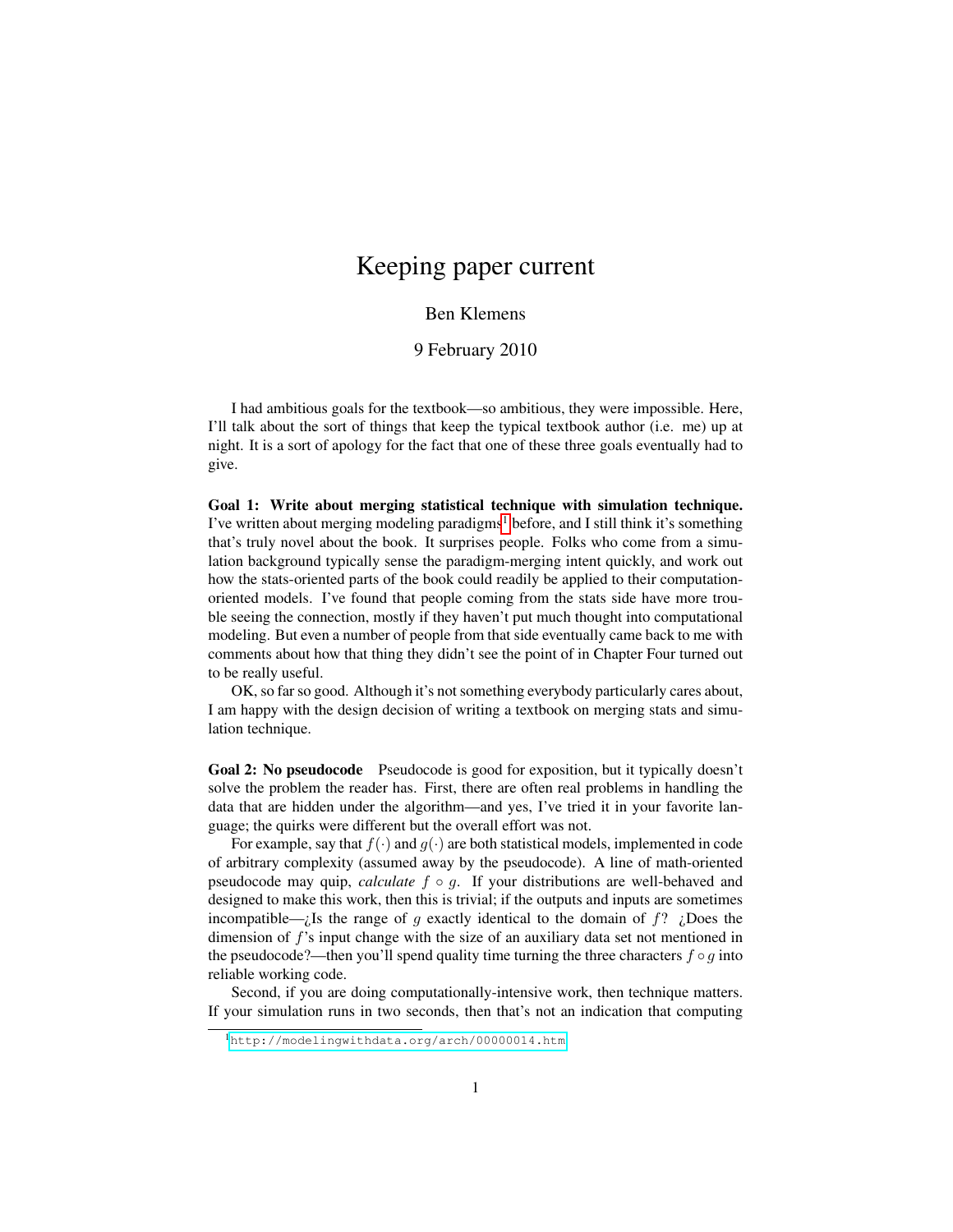# Keeping paper current

Ben Klemens

9 February 2010

I had ambitious goals for the textbook—so ambitious, they were impossible. Here, I'll talk about the sort of things that keep the typical textbook author (i.e. me) up at night. It is a sort of apology for the fact that one of these three goals eventually had to give.

**Goal 1: Write about merging statistical technique with simulation technique.** I've written about merging modeling paradigms[1] before, and I still think it's something that's truly novel about the book. It surprises people. Folks who come from a simulation background typically sense the paradigm-merging intent quickly, and work out how the stats-oriented parts of the book could readily be applied to their computation-oriented models. I've found that people coming from the stats side have more trouble seeing the connection, mostly if they haven't put much thought into computational modeling. But even a number of people from that side eventually came back to me with comments about how that thing they didn't see the point of in Chapter Four turned out to be really useful.

OK, so far so good. Although it's not something everybody particularly cares about, I am happy with the design decision of writing a textbook on merging stats and simulation technique.

**Goal 2: No pseudocode** Pseudocode is good for exposition, but it typically doesn't solve the problem the reader has. First, there are often real problems in handling the data that are hidden under the algorithm—and yes, I've tried it in your favorite language; the quirks were different but the overall effort was not.

For example, say that $f(\cdot)$ and $g(\cdot)$ are both statistical models, implemented in code of arbitrary complexity (assumed away by the pseudocode). A line of math-oriented pseudocode may quip, *calculate* $f \circ g$. If your distributions are well-behaved and designed to make this work, then this is trivial; if the outputs and inputs are sometimes incompatible—¿Is the range of $g$ exactly identical to the domain of $f$? ¿Does the dimension of $f$'s input change with the size of an auxiliary data set not mentioned in the pseudocode?—then you'll spend quality time turning the three characters $f \circ g$ into reliable working code.

Second, if you are doing computationally-intensive work, then technique matters. If your simulation runs in two seconds, then that's not an indication that computing

[1] http://modelingwithdata.org/arch/00000014.htm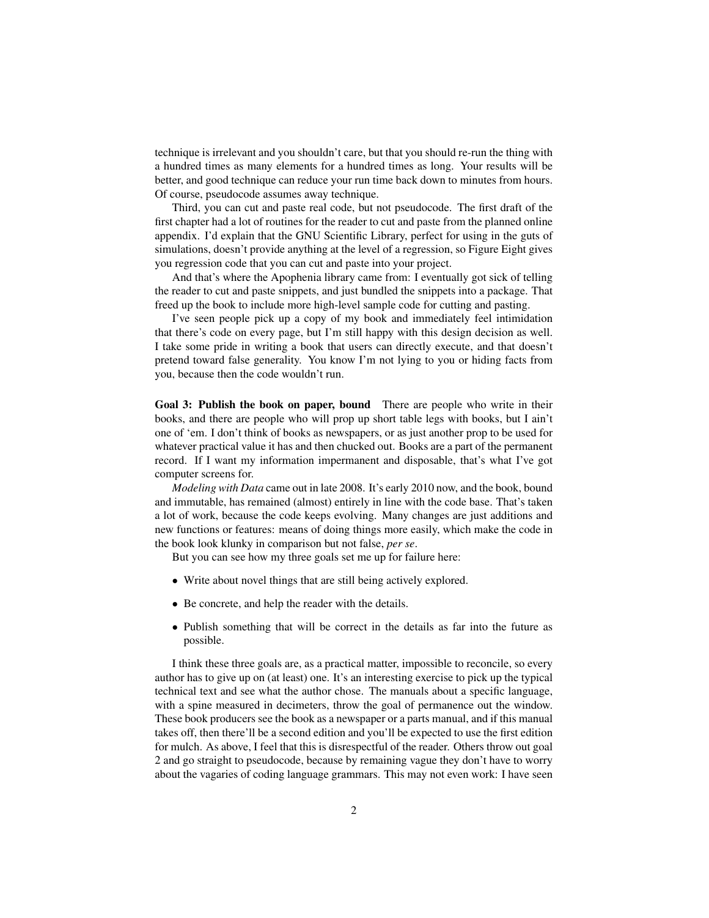technique is irrelevant and you shouldn't care, but that you should re-run the thing with a hundred times as many elements for a hundred times as long. Your results will be better, and good technique can reduce your run time back down to minutes from hours. Of course, pseudocode assumes away technique.

Third, you can cut and paste real code, but not pseudocode. The first draft of the first chapter had a lot of routines for the reader to cut and paste from the planned online appendix. I'd explain that the GNU Scientific Library, perfect for using in the guts of simulations, doesn't provide anything at the level of a regression, so Figure Eight gives you regression code that you can cut and paste into your project.

And that's where the Apophenia library came from: I eventually got sick of telling the reader to cut and paste snippets, and just bundled the snippets into a package. That freed up the book to include more high-level sample code for cutting and pasting.

I've seen people pick up a copy of my book and immediately feel intimidation that there's code on every page, but I'm still happy with this design decision as well. I take some pride in writing a book that users can directly execute, and that doesn't pretend toward false generality. You know I'm not lying to you or hiding facts from you, because then the code wouldn't run.

**Goal 3: Publish the book on paper, bound** There are people who write in their books, and there are people who will prop up short table legs with books, but I ain't one of 'em. I don't think of books as newspapers, or as just another prop to be used for whatever practical value it has and then chucked out. Books are a part of the permanent record. If I want my information impermanent and disposable, that's what I've got computer screens for.

*Modeling with Data* came out in late 2008. It's early 2010 now, and the book, bound and immutable, has remained (almost) entirely in line with the code base. That's taken a lot of work, because the code keeps evolving. Many changes are just additions and new functions or features: means of doing things more easily, which make the code in the book look klunky in comparison but not false, *per se*.

But you can see how my three goals set me up for failure here:

- Write about novel things that are still being actively explored.
- Be concrete, and help the reader with the details.
- Publish something that will be correct in the details as far into the future as possible.

I think these three goals are, as a practical matter, impossible to reconcile, so every author has to give up on (at least) one. It's an interesting exercise to pick up the typical technical text and see what the author chose. The manuals about a specific language, with a spine measured in decimeters, throw the goal of permanence out the window. These book producers see the book as a newspaper or a parts manual, and if this manual takes off, then there'll be a second edition and you'll be expected to use the first edition for mulch. As above, I feel that this is disrespectful of the reader. Others throw out goal 2 and go straight to pseudocode, because by remaining vague they don't have to worry about the vagaries of coding language grammars. This may not even work: I have seen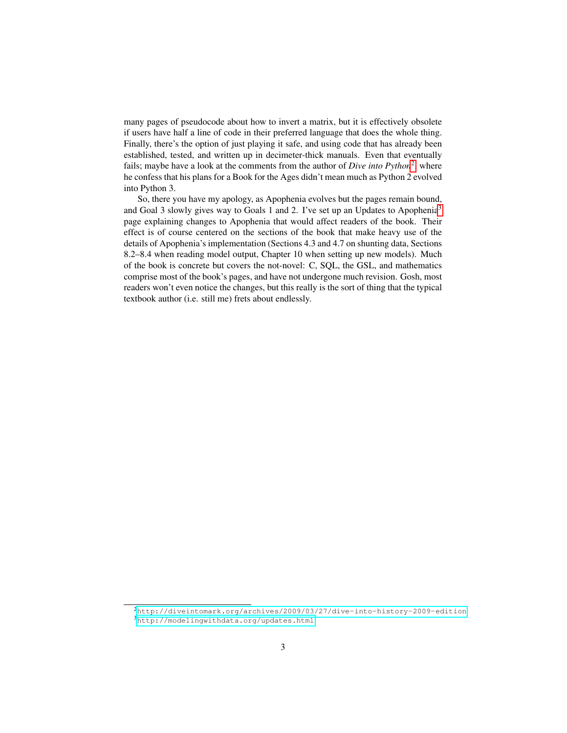many pages of pseudocode about how to invert a matrix, but it is effectively obsolete if users have half a line of code in their preferred language that does the whole thing. Finally, there's the option of just playing it safe, and using code that has already been established, tested, and written up in decimeter-thick manuals. Even that eventually fails; maybe have a look at the comments from the author of *Dive into Python*[2] where he confess that his plans for a Book for the Ages didn't mean much as Python 2 evolved into Python 3.

So, there you have my apology, as Apophenia evolves but the pages remain bound, and Goal 3 slowly gives way to Goals 1 and 2. I've set up an Updates to Apophenia[3] page explaining changes to Apophenia that would affect readers of the book. Their effect is of course centered on the sections of the book that make heavy use of the details of Apophenia's implementation (Sections 4.3 and 4.7 on shunting data, Sections 8.2–8.4 when reading model output, Chapter 10 when setting up new models). Much of the book is concrete but covers the not-novel: C, SQL, the GSL, and mathematics comprise most of the book's pages, and have not undergone much revision. Gosh, most readers won't even notice the changes, but this really is the sort of thing that the typical textbook author (i.e. still me) frets about endlessly.

---

[2] http://diveintomark.org/archives/2009/03/27/dive-into-history-2009-edition

[3] http://modelingwithdata.org/updates.html